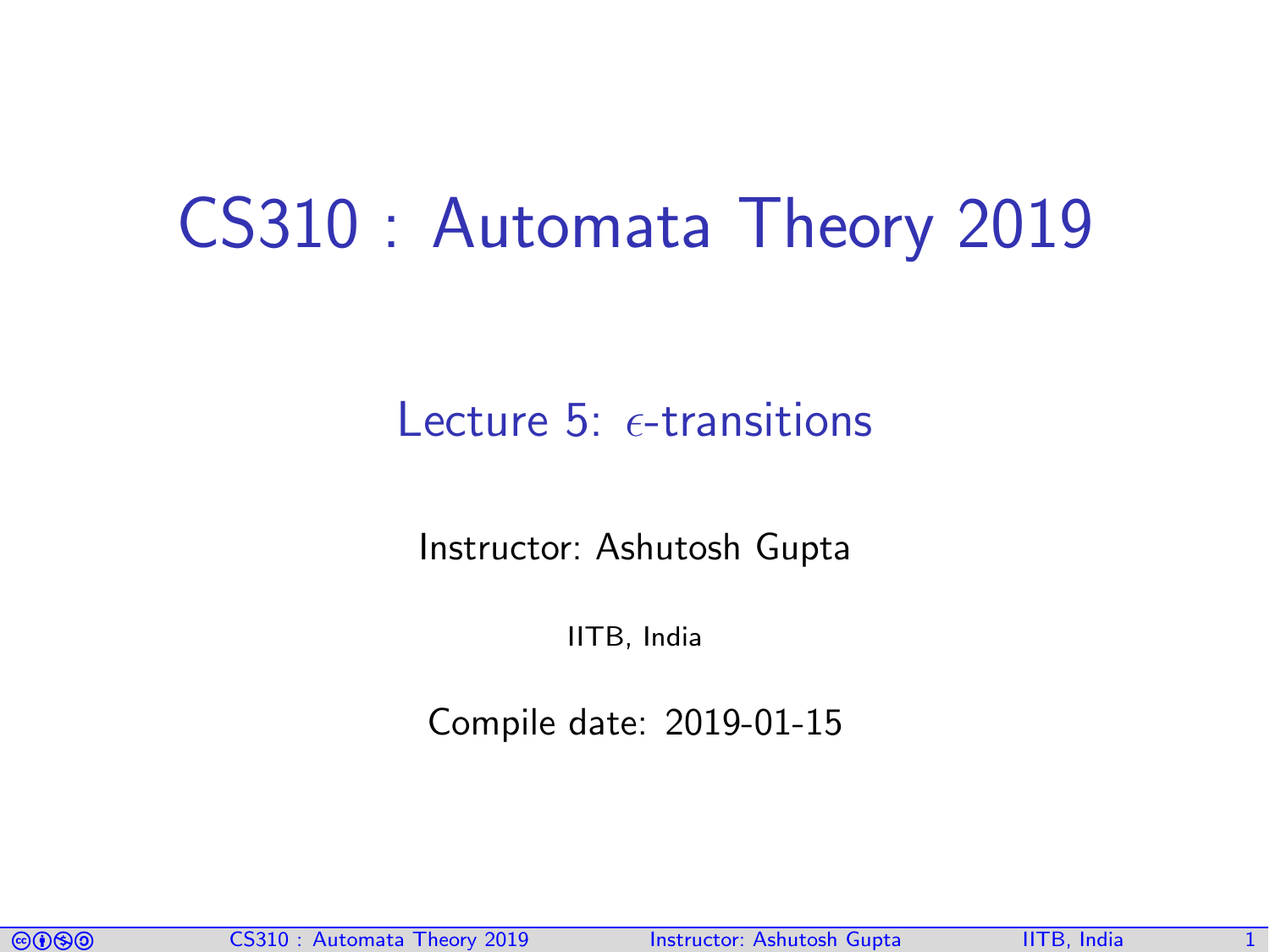# CS310 : Automata Theory 2019

## Lecture 5: $\epsilon$-transitions

Instructor: Ashutosh Gupta

IITB, India

Compile date: 2019-01-15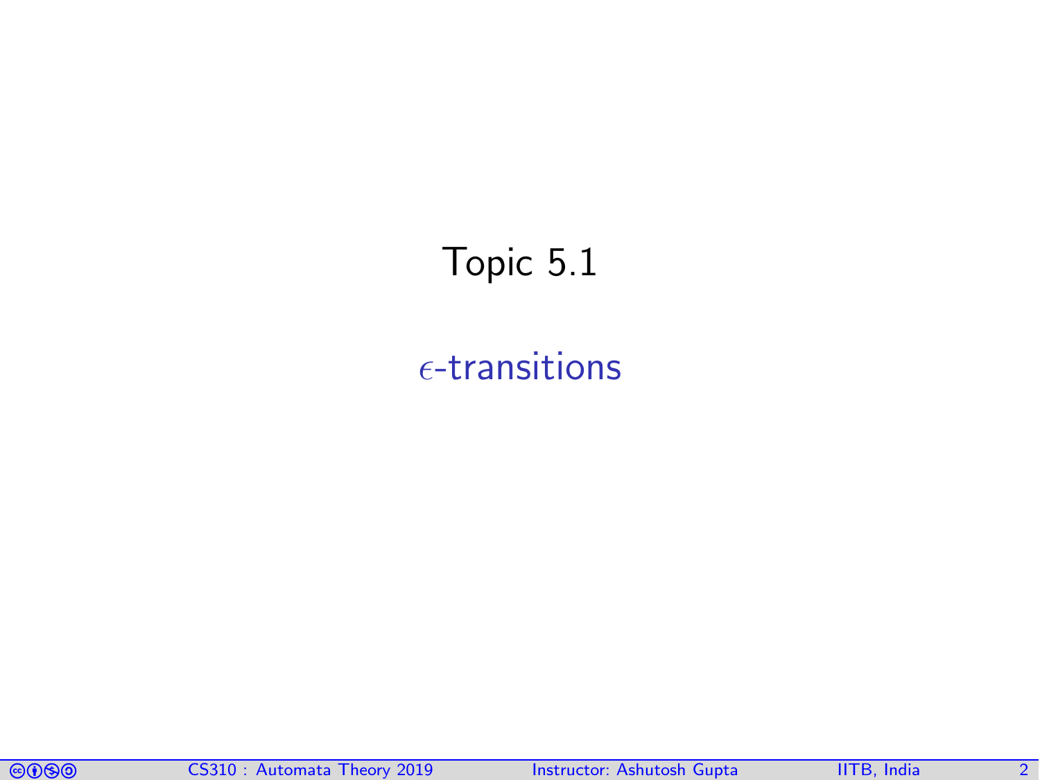# Topic 5.1

## $\epsilon$-transitions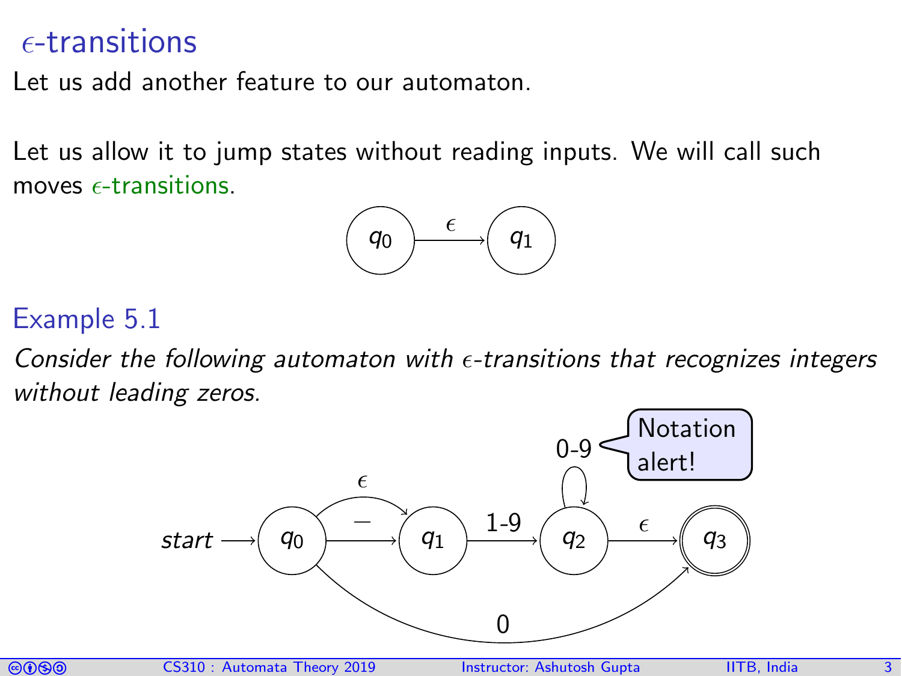# $\epsilon$-transitions

Let us add another feature to our automaton.

Let us allow it to jump states without reading inputs. We will call such moves $\epsilon$-transitions.

$q_0$
$\epsilon$
$q_1$

### Example 5.1

*Consider the following automaton with $\epsilon$-transitions that recognizes integers without leading zeros.*

start
$q_0$
$\epsilon$
$-$
$q_1$
1-9
$q_2$
0-9
Notation alert!
$\epsilon$
$q_3$
0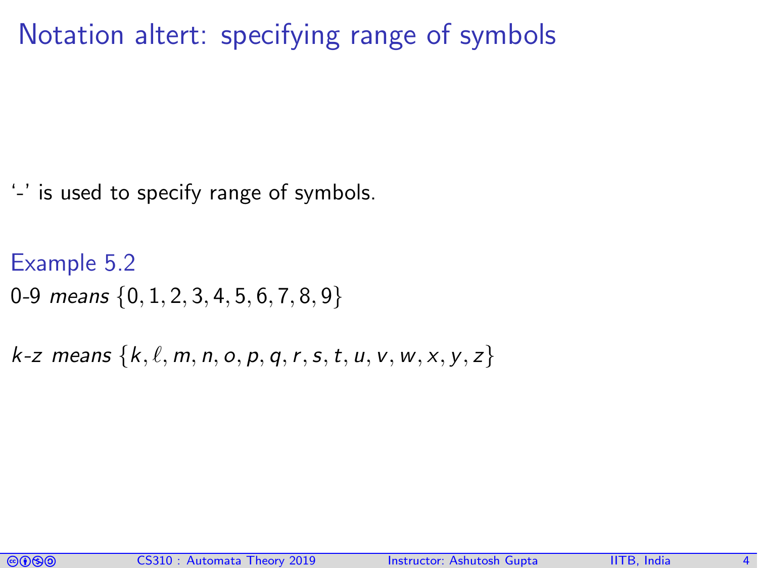# Notation altert: specifying range of symbols

'-' is used to specify range of symbols.

### Example 5.2

0-9 *means* $\{0, 1, 2, 3, 4, 5, 6, 7, 8, 9\}$

*k-z means* $\{k, \ell, m, n, o, p, q, r, s, t, u, v, w, x, y, z\}$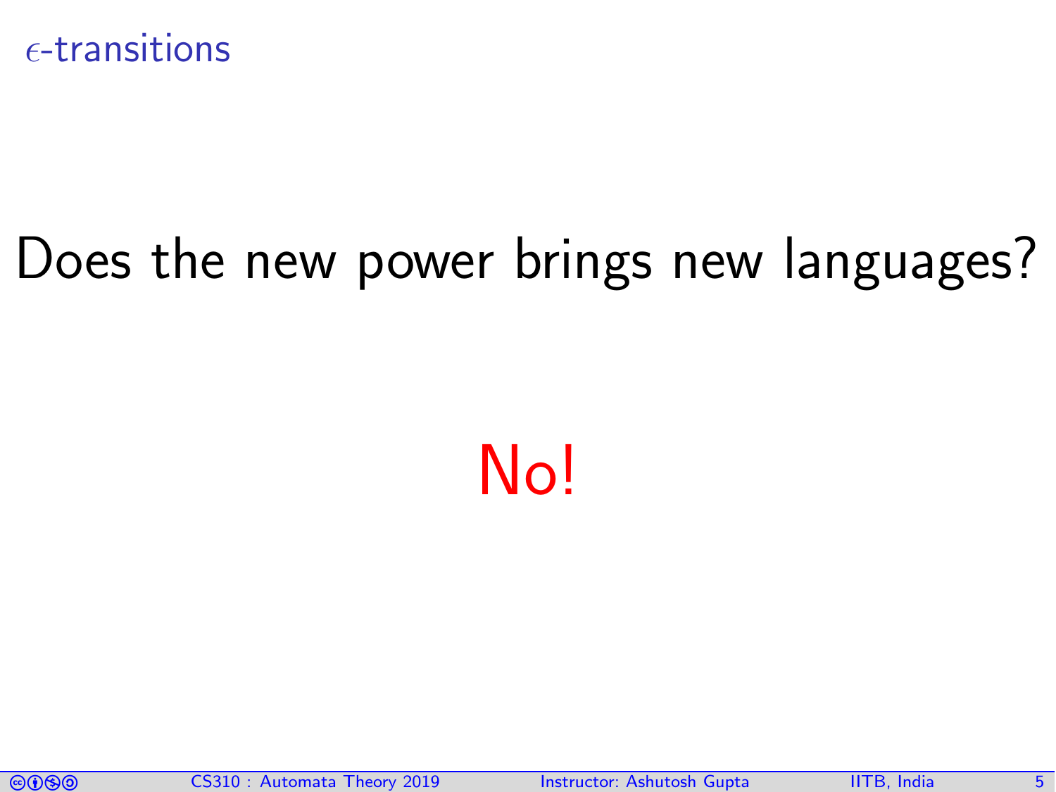# $\epsilon$-transitions

Does the new power brings new languages?

No!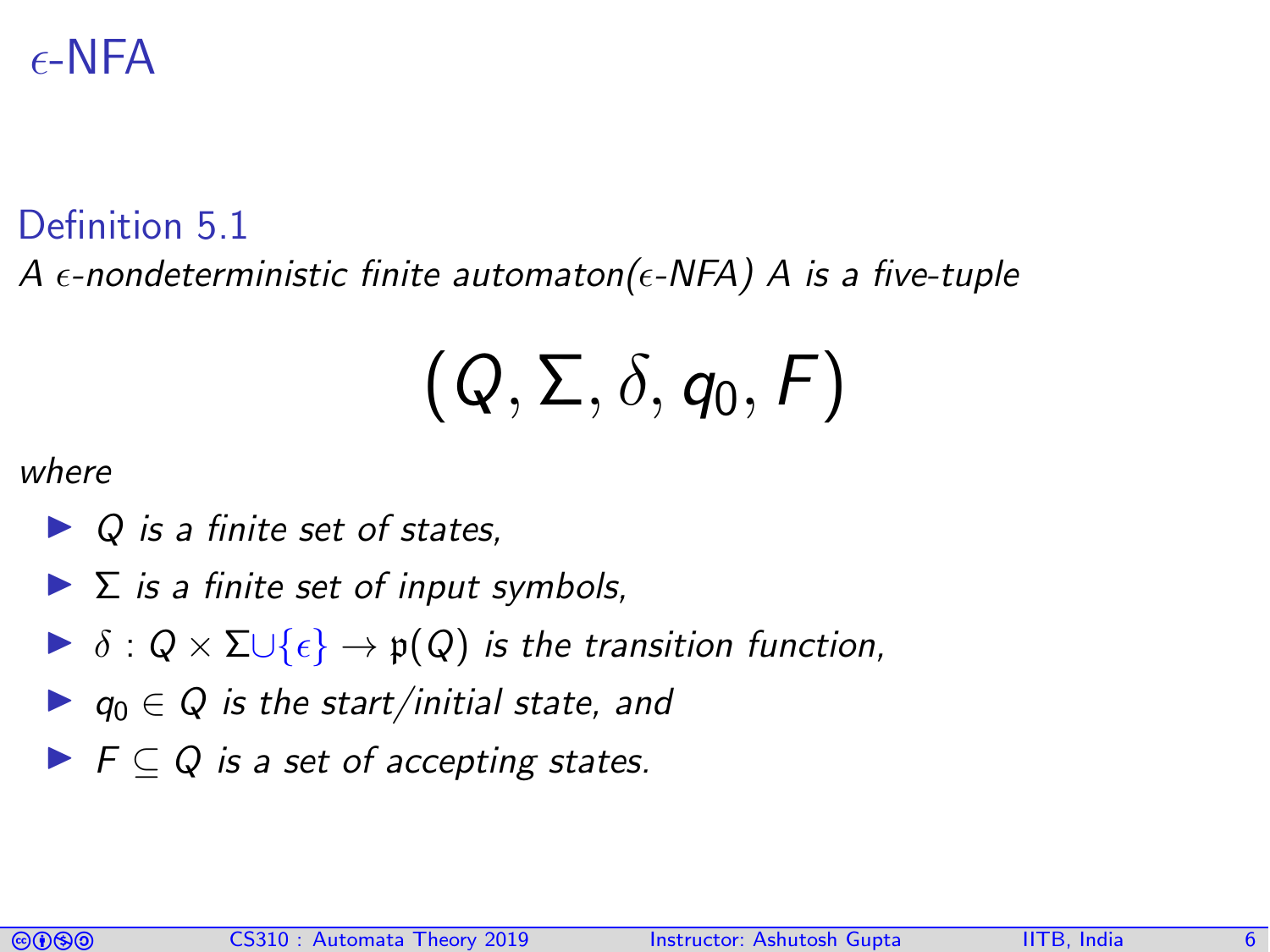# $\epsilon$-NFA

## Definition 5.1

*A $\epsilon$-nondeterministic finite automaton($\epsilon$-NFA) A is a five-tuple*

$$(Q, \Sigma, \delta, q_0, F)$$

*where*

- *$Q$ is a finite set of states,*
- *$\Sigma$ is a finite set of input symbols,*
- *$\delta : Q \times \Sigma \cup \{\epsilon\} \rightarrow \mathfrak{p}(Q)$ is the transition function,*
- *$q_0 \in Q$ is the start/initial state, and*
- *$F \subseteq Q$ is a set of accepting states.*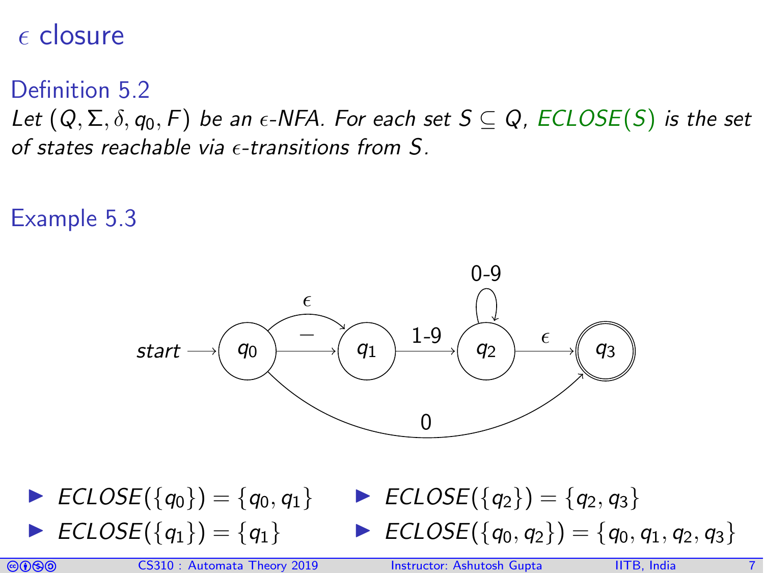# $\epsilon$ closure

## Definition 5.2

*Let $(Q, \Sigma, \delta, q_0, F)$ be an $\epsilon$-NFA. For each set $S \subseteq Q$, ECLOSE$(S)$ is the set of states reachable via $\epsilon$-transitions from $S$.*

## Example 5.3

start

$q_0$

$q_1$

$q_2$

$q_3$

$\epsilon$

—

1-9

0-9

$\epsilon$

0

- $ECLOSE(\{q_0\}) = \{q_0, q_1\}$
- $ECLOSE(\{q_1\}) = \{q_1\}$
- $ECLOSE(\{q_2\}) = \{q_2, q_3\}$
- $ECLOSE(\{q_0, q_2\}) = \{q_0, q_1, q_2, q_3\}$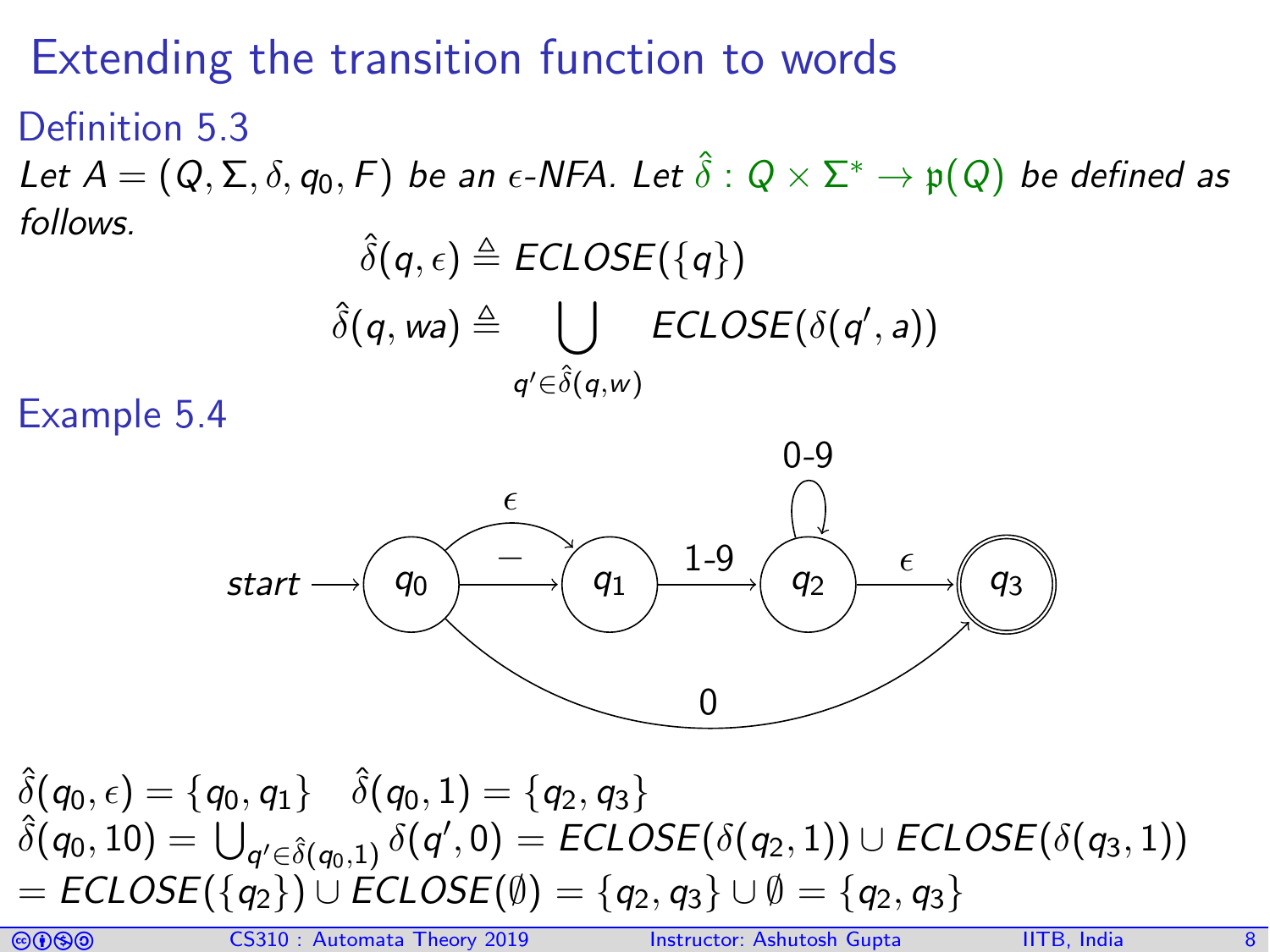# Extending the transition function to words

## Definition 5.3

*Let $A = (Q, \Sigma, \delta, q_0, F)$ be an $\epsilon$-NFA. Let $\hat{\delta} : Q \times \Sigma^* \rightarrow \mathfrak{p}(Q)$ be defined as follows.*

$$\hat{\delta}(q, \epsilon) \triangleq ECLOSE(\{q\})$$

$$\hat{\delta}(q, wa) \triangleq \bigcup_{q' \in \hat{\delta}(q,w)} ECLOSE(\delta(q', a))$$

## Example 5.4

$\hat{\delta}(q_0, \epsilon) = \{q_0, q_1\}$ $\quad \hat{\delta}(q_0, 1) = \{q_2, q_3\}$

$\hat{\delta}(q_0, 10) = \bigcup_{q' \in \hat{\delta}(q_0,1)} \delta(q', 0) = ECLOSE(\delta(q_2, 1)) \cup ECLOSE(\delta(q_3, 1))$

$= ECLOSE(\{q_2\}) \cup ECLOSE(\emptyset) = \{q_2, q_3\} \cup \emptyset = \{q_2, q_3\}$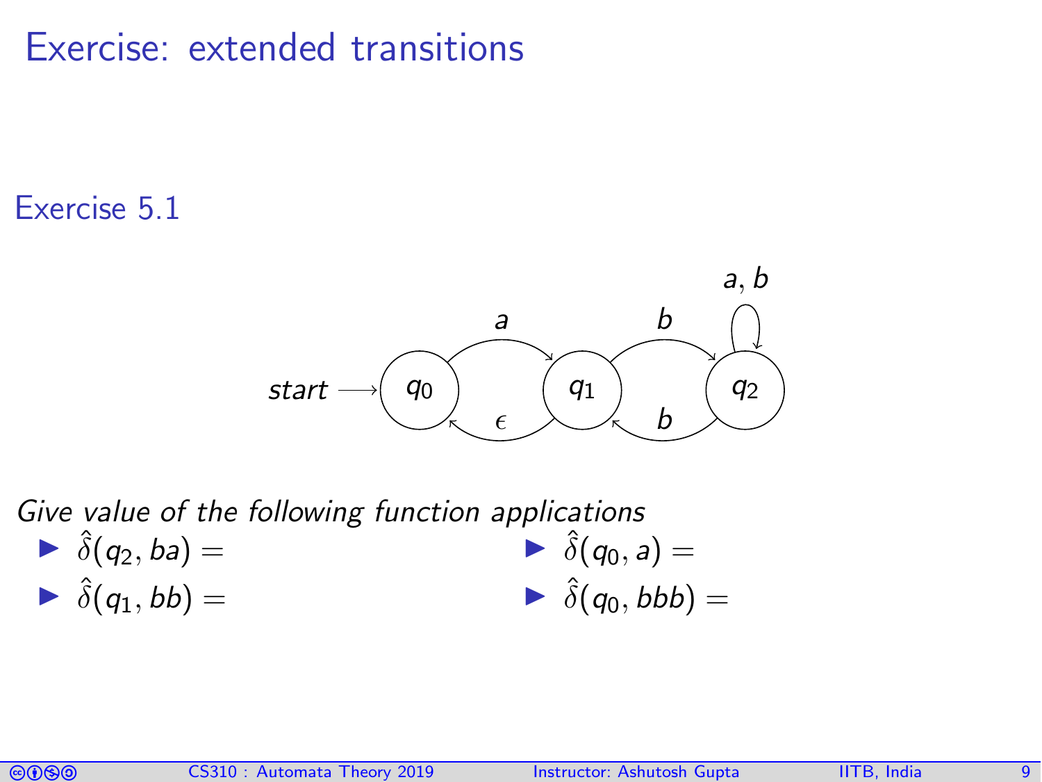# Exercise: extended transitions

### Exercise 5.1

start
$q_0$
$q_1$
$q_2$
a
b
a, b
$\epsilon$
b

*Give value of the following function applications*

- $\hat{\delta}(q_2, ba) =$
- $\hat{\delta}(q_1, bb) =$
- $\hat{\delta}(q_0, a) =$
- $\hat{\delta}(q_0, bbb) =$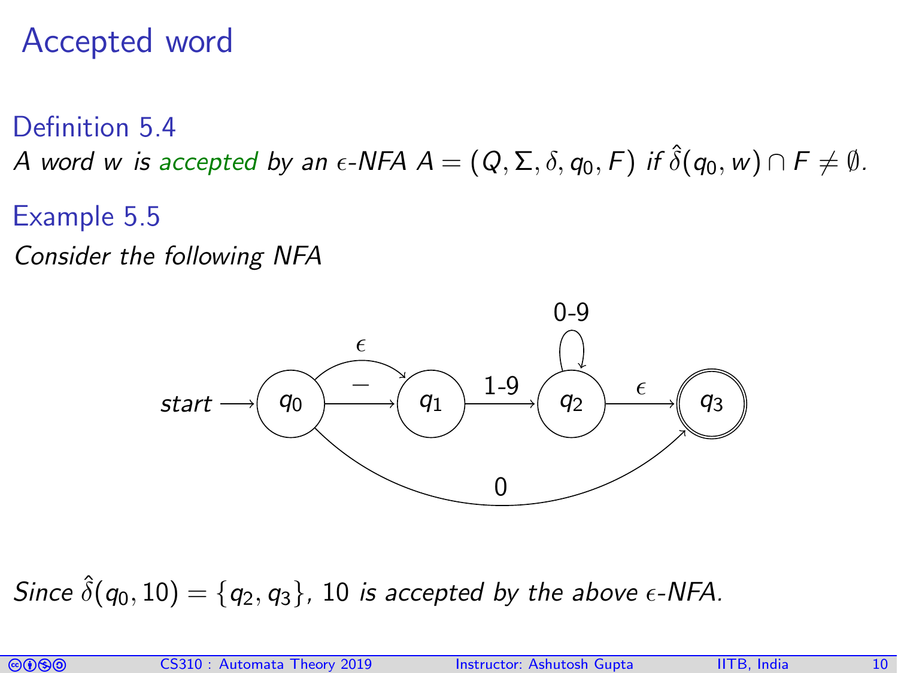# Accepted word

### Definition 5.4

*A word $w$ is accepted by an $\epsilon$-NFA $A = (Q, \Sigma, \delta, q_0, F)$ if $\hat{\delta}(q_0, w) \cap F \neq \emptyset$.*

### Example 5.5

*Consider the following NFA*

start
$q_0$
$q_1$
$q_2$
$q_3$
$\epsilon$
−
1-9
0-9
$\epsilon$
0

*Since $\hat{\delta}(q_0, 10) = \{q_2, q_3\}$, 10 is accepted by the above $\epsilon$-NFA.*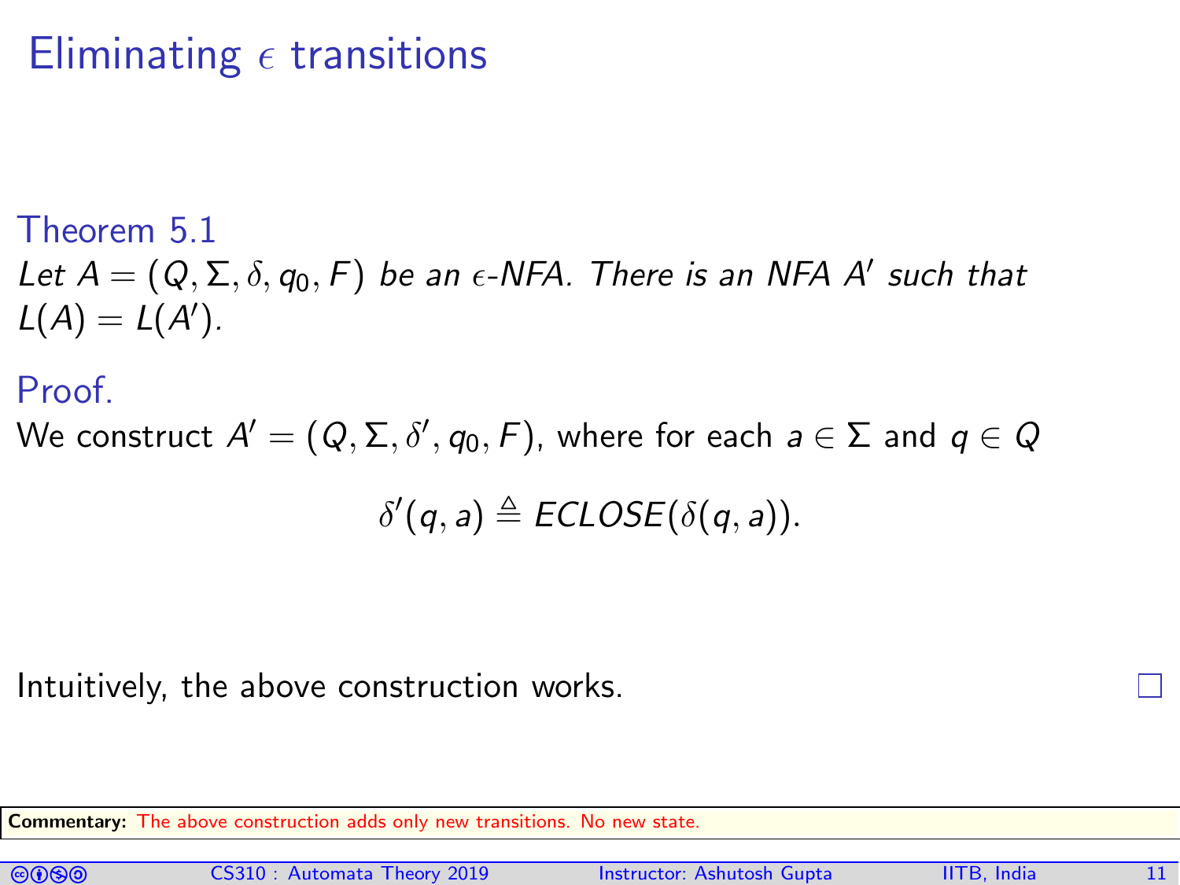# Eliminating $\epsilon$ transitions

**Theorem 5.1**

*Let $A = (Q, \Sigma, \delta, q_0, F)$ be an $\epsilon$-NFA. There is an NFA $A'$ such that $L(A) = L(A')$.*

**Proof.**

We construct $A' = (Q, \Sigma, \delta', q_0, F)$, where for each $a \in \Sigma$ and $q \in Q$

$$\delta'(q, a) \triangleq ECLOSE(\delta(q, a)).$$

Intuitively, the above construction works. □

**Commentary:** The above construction adds only new transitions. No new state.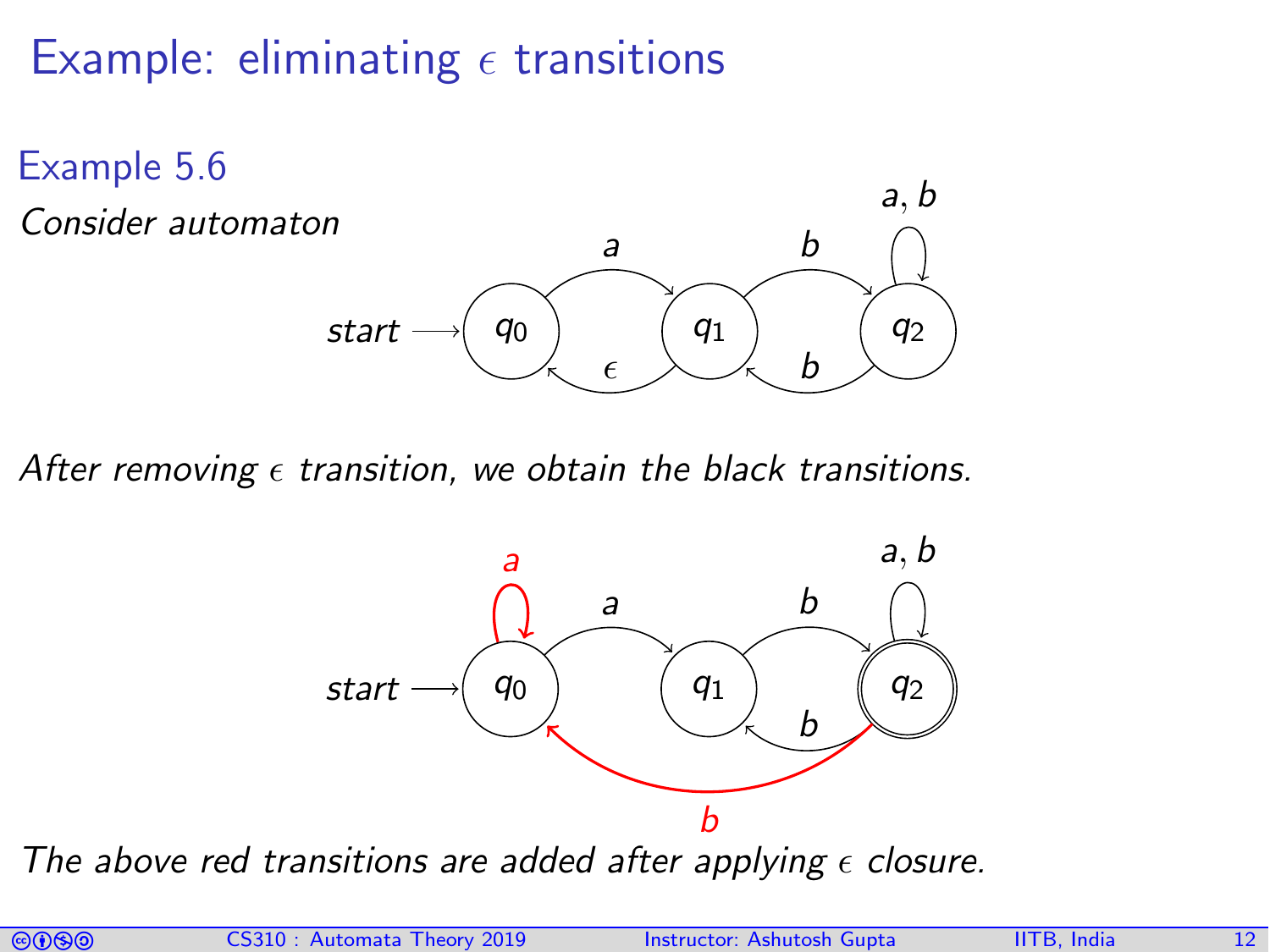# Example: eliminating $\epsilon$ transitions

## Example 5.6

*Consider automaton*

start
$q_0$
$q_1$
$q_2$
$a$
$\epsilon$
$b$
$b$
$a, b$

*After removing $\epsilon$ transition, we obtain the black transitions.*

start
$q_0$
$q_1$
$q_2$
$a$
$a$
$b$
$b$
$a, b$
$b$

*The above red transitions are added after applying $\epsilon$ closure.*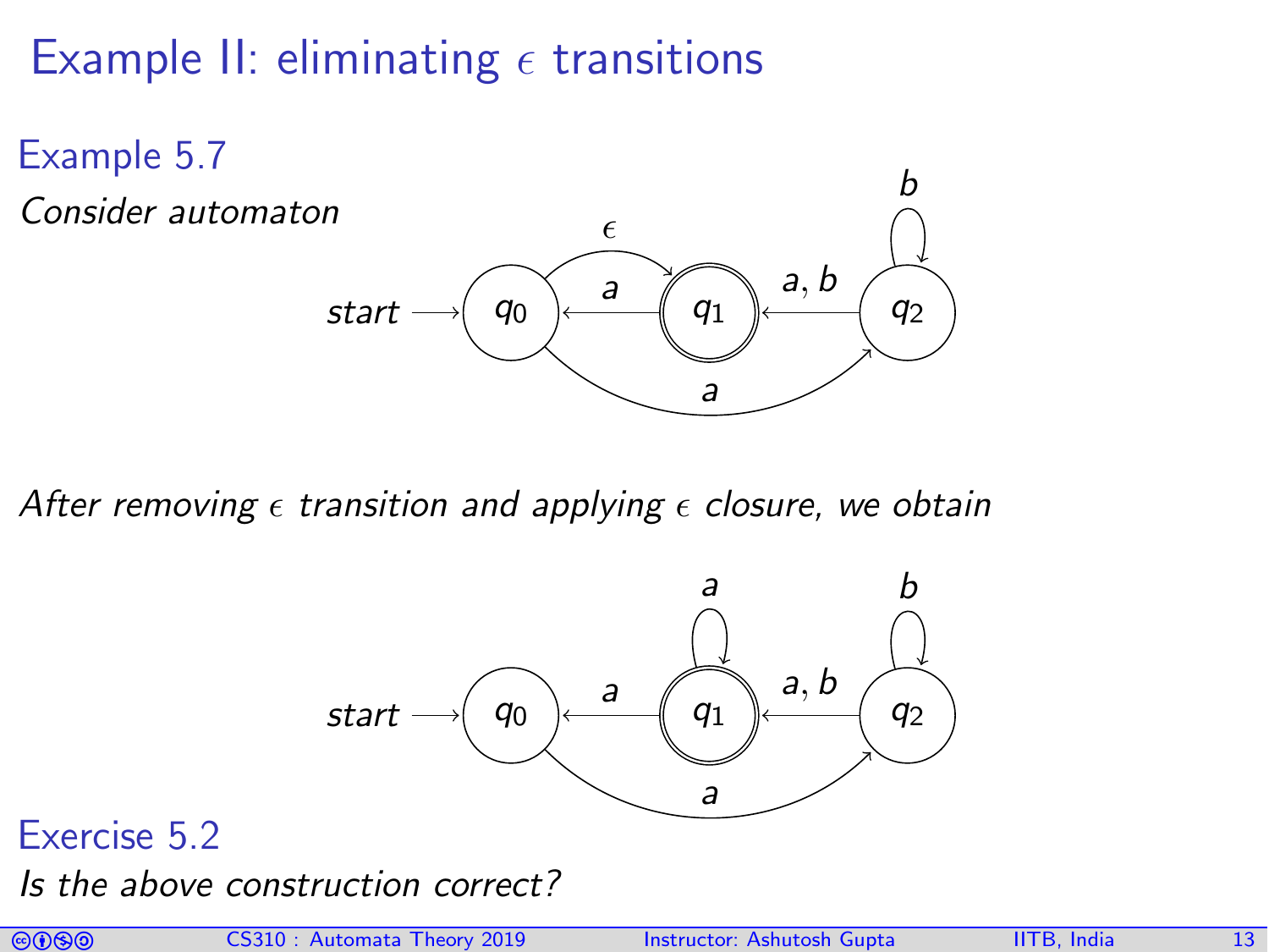# Example II: eliminating $\epsilon$ transitions

## Example 5.7

*Consider automaton*

start
$q_0$
$q_1$
$q_2$
$\epsilon$
$a$
$a, b$
$b$
$a$

*After removing $\epsilon$ transition and applying $\epsilon$ closure, we obtain*

start
$q_0$
$q_1$
$q_2$
$a$
$a$
$a, b$
$b$
$a$

## Exercise 5.2

*Is the above construction correct?*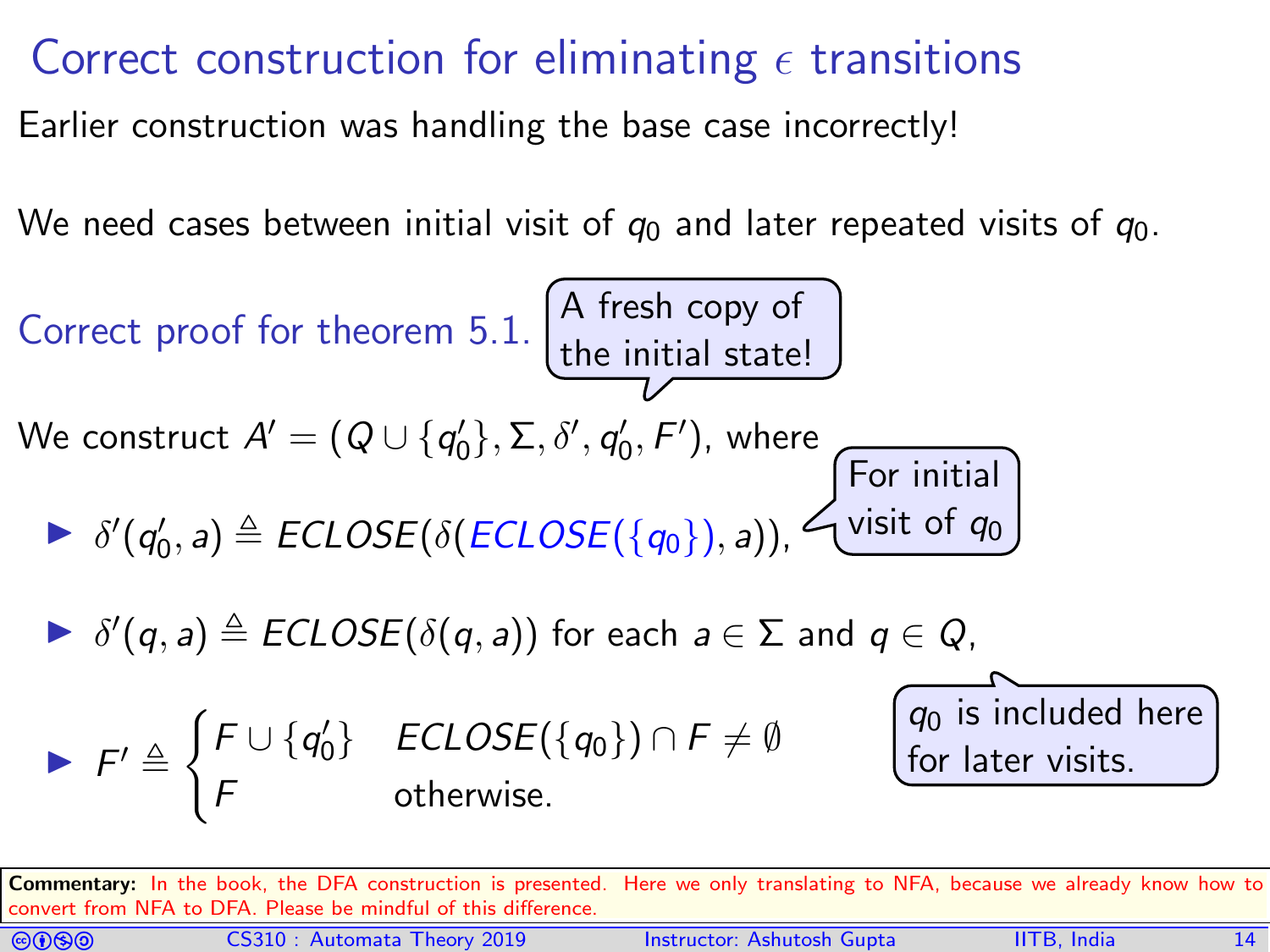# Correct construction for eliminating $\epsilon$ transitions

Earlier construction was handling the base case incorrectly!

We need cases between initial visit of $q_0$ and later repeated visits of $q_0$.

Correct proof for theorem 5.1.

A fresh copy of the initial state!

We construct $A' = (Q \cup \{q_0'\}, \Sigma, \delta', q_0', F')$, where

- $\delta'(q_0', a) \triangleq ECLOSE(\delta(ECLOSE(\{q_0\}), a))$,

  For initial visit of $q_0$

- $\delta'(q, a) \triangleq ECLOSE(\delta(q, a))$ for each $a \in \Sigma$ and $q \in Q$,

  $q_0$ is included here for later visits.

- $$F' \triangleq \begin{cases} F \cup \{q_0'\} & ECLOSE(\{q_0\}) \cap F \neq \emptyset \\ F & \text{otherwise.} \end{cases}$$

**Commentary:** In the book, the DFA construction is presented. Here we only translating to NFA, because we already know how to convert from NFA to DFA. Please be mindful of this difference.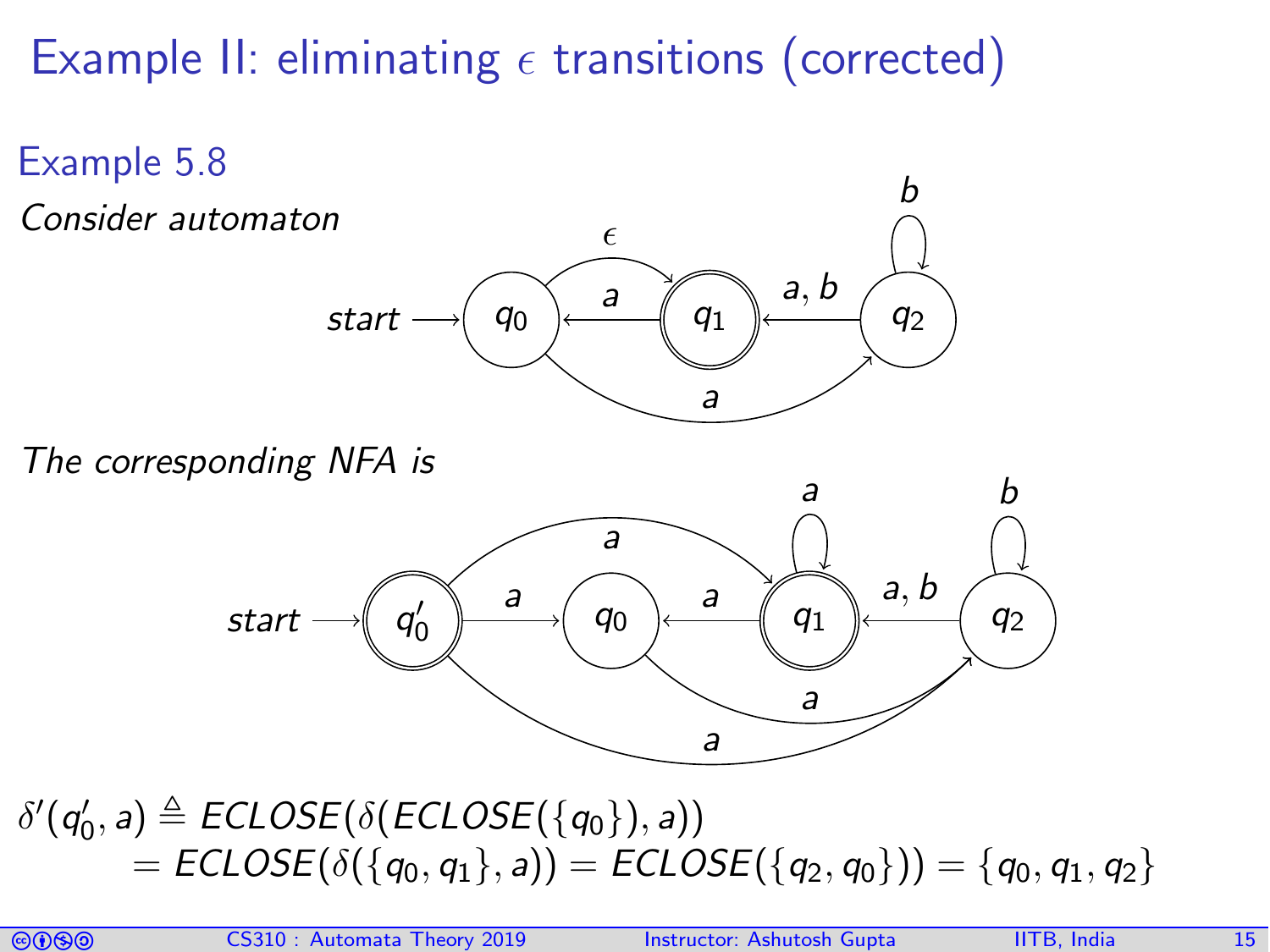# Example II: eliminating $\epsilon$ transitions (corrected)

## Example 5.8

*Consider automaton*

start
$q_0$
$q_1$
$q_2$
$\epsilon$
$a$
$a, b$
$b$
$a$

*The corresponding NFA is*

start
$q_0'$
$q_0$
$q_1$
$q_2$
$a$
$a$
$a$
$a, b$
$a$
$b$
$a$
$a$

$$\delta'(q_0', a) \triangleq ECLOSE(\delta(ECLOSE(\{q_0\}), a))$$
$$= ECLOSE(\delta(\{q_0, q_1\}, a)) = ECLOSE(\{q_2, q_0\})) = \{q_0, q_1, q_2\}$$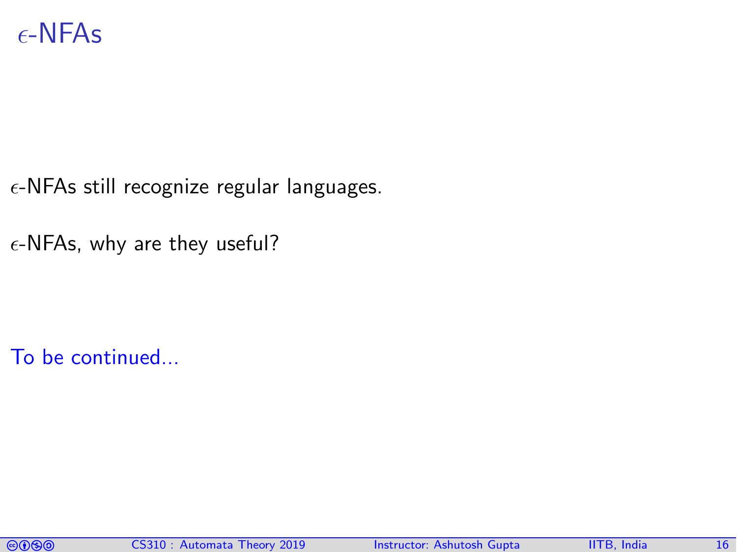# $\epsilon$-NFAs

$\epsilon$-NFAs still recognize regular languages.

$\epsilon$-NFAs, why are they useful?

To be continued...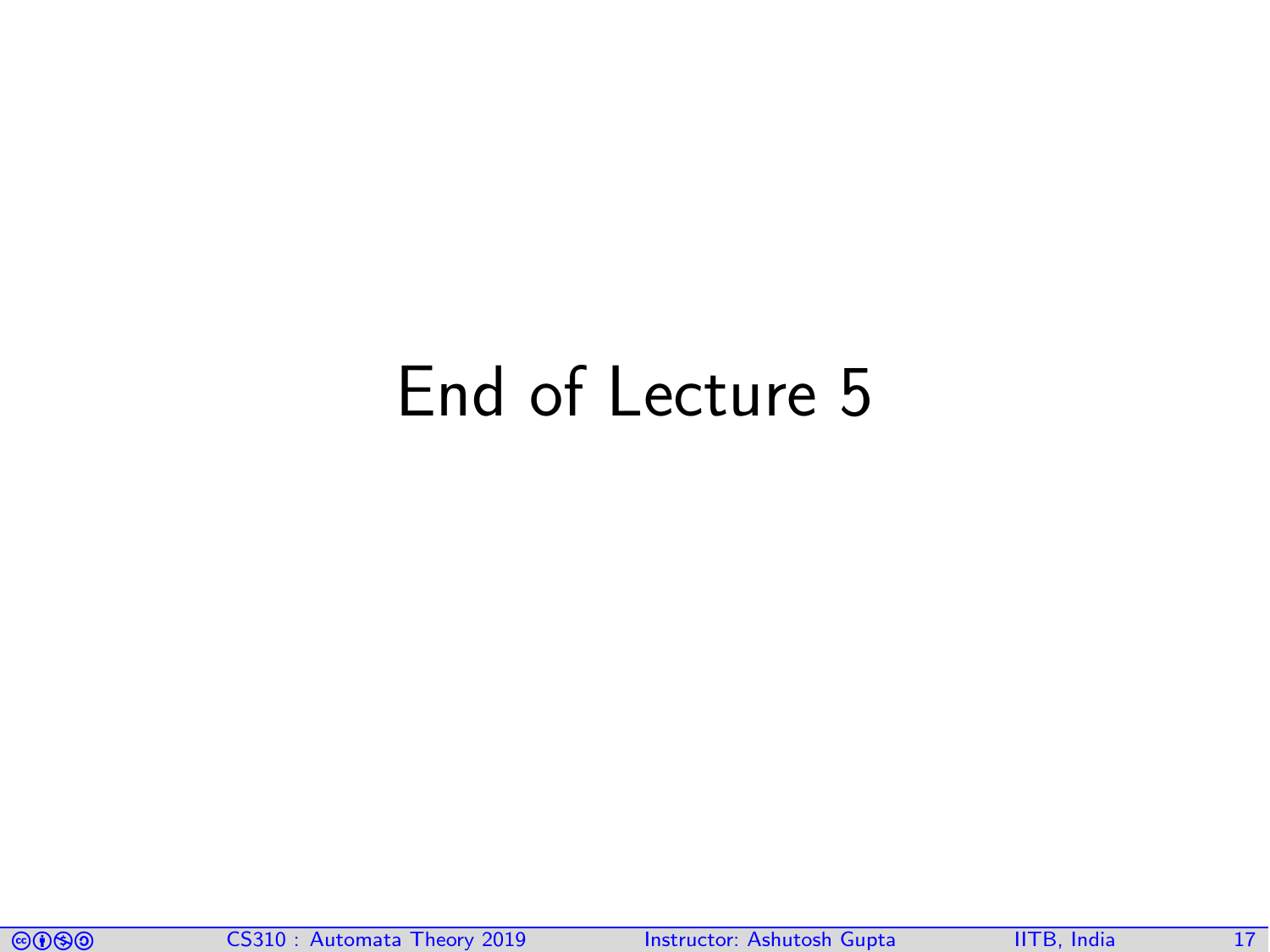# End of Lecture 5